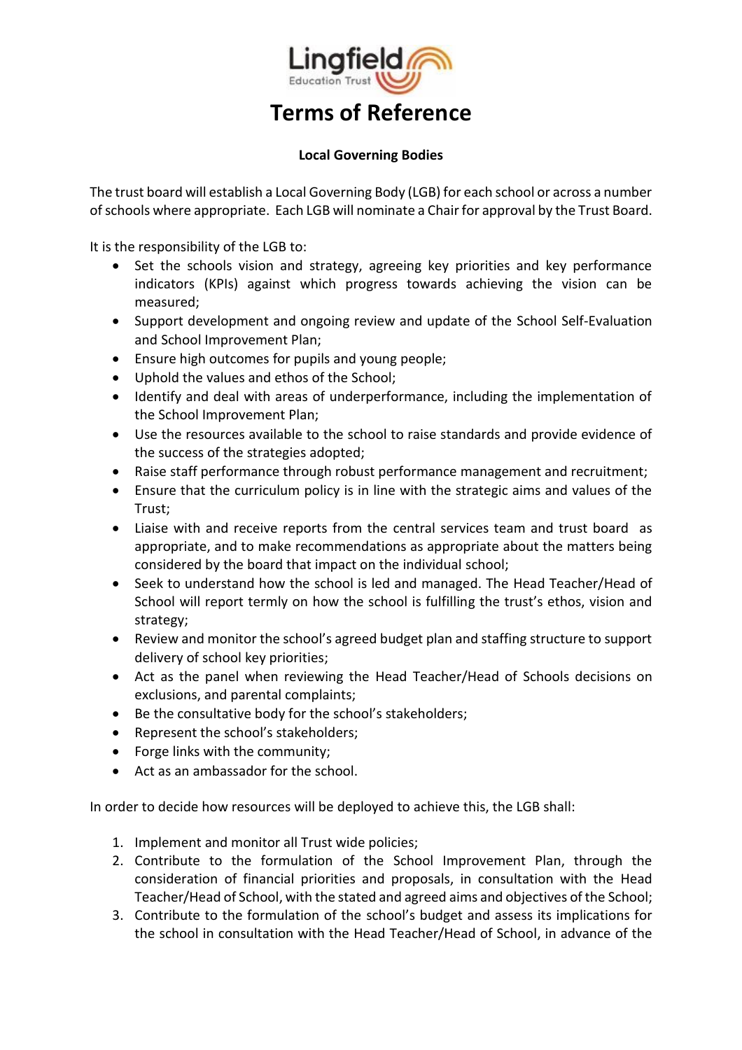# Terms of Reference

**Local Governing Bodies**

The trust board will establish a Local Governing Body (LGB) for each school or across a number of schools where appropriate. Each LGB will nominate a Chair for approval by the Trust Board.

It is the responsibility of the LGB to:

- Set the schools vision and strategy, agreeing key priorities and key performance indicators (KPIs) against which progress towards achieving the vision can be measured;
- Support development and ongoing review and update of the School Self-Evaluation and School Improvement Plan;
- Ensure high outcomes for pupils and young people;
- Uphold the values and ethos of the School;
- Identify and deal with areas of underperformance, including the implementation of the School Improvement Plan;
- Use the resources available to the school to raise standards and provide evidence of the success of the strategies adopted;
- Raise staff performance through robust performance management and recruitment;
- Ensure that the curriculum policy is in line with the strategic aims and values of the Trust;
- Liaise with and receive reports from the central services team and trust board as appropriate, and to make recommendations as appropriate about the matters being considered by the board that impact on the individual school;
- Seek to understand how the school is led and managed. The Head Teacher/Head of School will report termly on how the school is fulfilling the trust's ethos, vision and strategy;
- Review and monitor the school's agreed budget plan and staffing structure to support delivery of school key priorities;
- Act as the panel when reviewing the Head Teacher/Head of Schools decisions on exclusions, and parental complaints;
- Be the consultative body for the school's stakeholders;
- Represent the school's stakeholders;
- Forge links with the community;
- Act as an ambassador for the school.

In order to decide how resources will be deployed to achieve this, the LGB shall:

1. Implement and monitor all Trust wide policies;
2. Contribute to the formulation of the School Improvement Plan, through the consideration of financial priorities and proposals, in consultation with the Head Teacher/Head of School, with the stated and agreed aims and objectives of the School;
3. Contribute to the formulation of the school's budget and assess its implications for the school in consultation with the Head Teacher/Head of School, in advance of the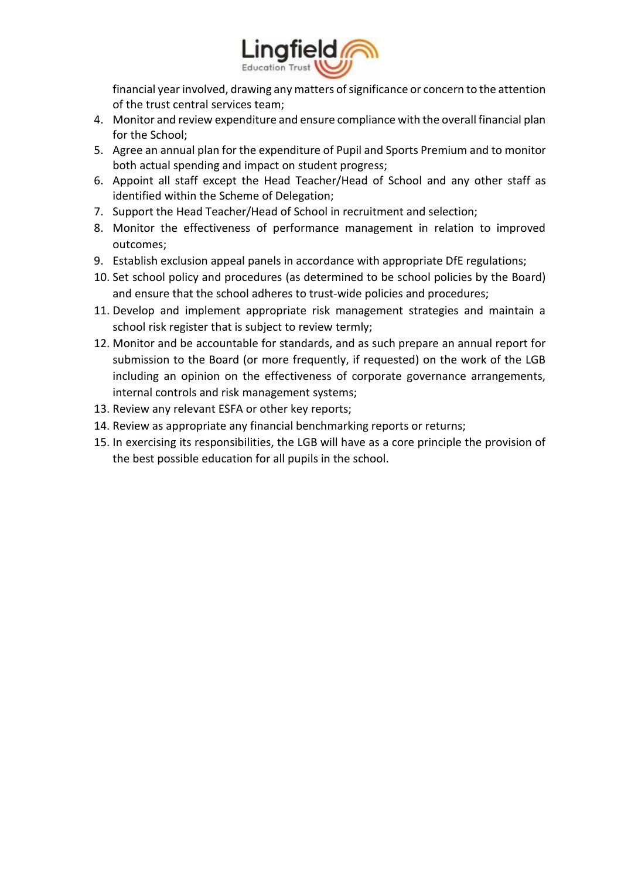financial year involved, drawing any matters of significance or concern to the attention of the trust central services team;

4. Monitor and review expenditure and ensure compliance with the overall financial plan for the School;
5. Agree an annual plan for the expenditure of Pupil and Sports Premium and to monitor both actual spending and impact on student progress;
6. Appoint all staff except the Head Teacher/Head of School and any other staff as identified within the Scheme of Delegation;
7. Support the Head Teacher/Head of School in recruitment and selection;
8. Monitor the effectiveness of performance management in relation to improved outcomes;
9. Establish exclusion appeal panels in accordance with appropriate DfE regulations;
10. Set school policy and procedures (as determined to be school policies by the Board) and ensure that the school adheres to trust-wide policies and procedures;
11. Develop and implement appropriate risk management strategies and maintain a school risk register that is subject to review termly;
12. Monitor and be accountable for standards, and as such prepare an annual report for submission to the Board (or more frequently, if requested) on the work of the LGB including an opinion on the effectiveness of corporate governance arrangements, internal controls and risk management systems;
13. Review any relevant ESFA or other key reports;
14. Review as appropriate any financial benchmarking reports or returns;
15. In exercising its responsibilities, the LGB will have as a core principle the provision of the best possible education for all pupils in the school.